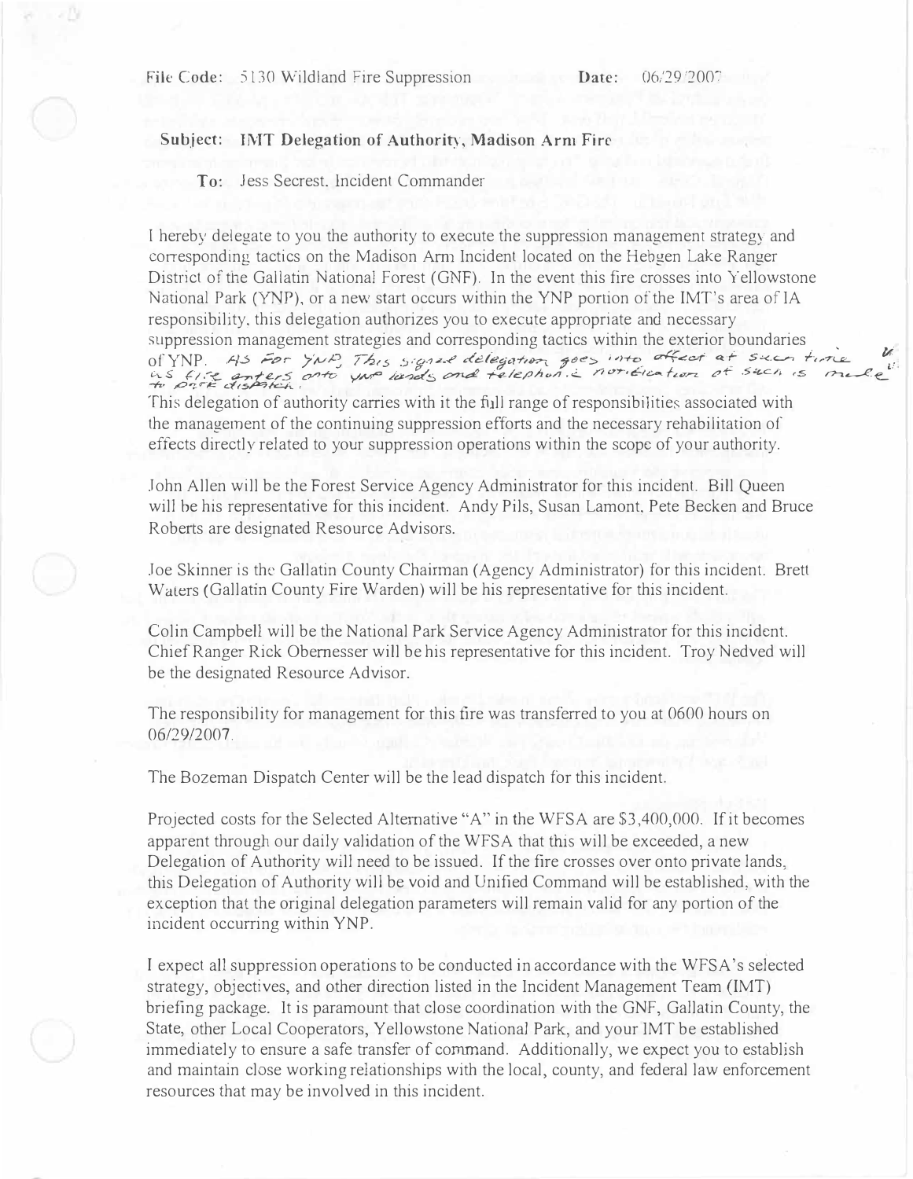File Code: 5130 Wildland Fire Suppression    **Date:** 06/29/2007

**Subject: IMT Delegation of Authority, Madison Arm Fire**

**To:** Jess Secrest, Incident Commander

I hereby delegate to you the authority to execute the suppression management strategy and corresponding tactics on the Madison Arm Incident located on the Hebgen Lake Ranger District of the Gallatin National Forest (GNF). In the event this fire crosses into Yellowstone National Park (YNP), or a new start occurs within the YNP portion of the IMT's area of IA responsibility, this delegation authorizes you to execute appropriate and necessary suppression management strategies and corresponding tactics within the exterior boundaries of YNP. *As for YNP, This signed delegation goes into effect at such time as fire enters onto YNP lands and telephonic notification of such is made to park dispatch.*

This delegation of authority carries with it the full range of responsibilities associated with the management of the continuing suppression efforts and the necessary rehabilitation of effects directly related to your suppression operations within the scope of your authority.

John Allen will be the Forest Service Agency Administrator for this incident. Bill Queen will be his representative for this incident. Andy Pils, Susan Lamont, Pete Becken and Bruce Roberts are designated Resource Advisors.

Joe Skinner is the Gallatin County Chairman (Agency Administrator) for this incident. Brett Waters (Gallatin County Fire Warden) will be his representative for this incident.

Colin Campbell will be the National Park Service Agency Administrator for this incident. Chief Ranger Rick Obernesser will be his representative for this incident. Troy Nedved will be the designated Resource Advisor.

The responsibility for management for this fire was transferred to you at 0600 hours on 06/29/2007.

The Bozeman Dispatch Center will be the lead dispatch for this incident.

Projected costs for the Selected Alternative "A" in the WFSA are $3,400,000. If it becomes apparent through our daily validation of the WFSA that this will be exceeded, a new Delegation of Authority will need to be issued. If the fire crosses over onto private lands, this Delegation of Authority will be void and Unified Command will be established, with the exception that the original delegation parameters will remain valid for any portion of the incident occurring within YNP.

I expect all suppression operations to be conducted in accordance with the WFSA's selected strategy, objectives, and other direction listed in the Incident Management Team (IMT) briefing package. It is paramount that close coordination with the GNF, Gallatin County, the State, other Local Cooperators, Yellowstone National Park, and your IMT be established immediately to ensure a safe transfer of command. Additionally, we expect you to establish and maintain close working relationships with the local, county, and federal law enforcement resources that may be involved in this incident.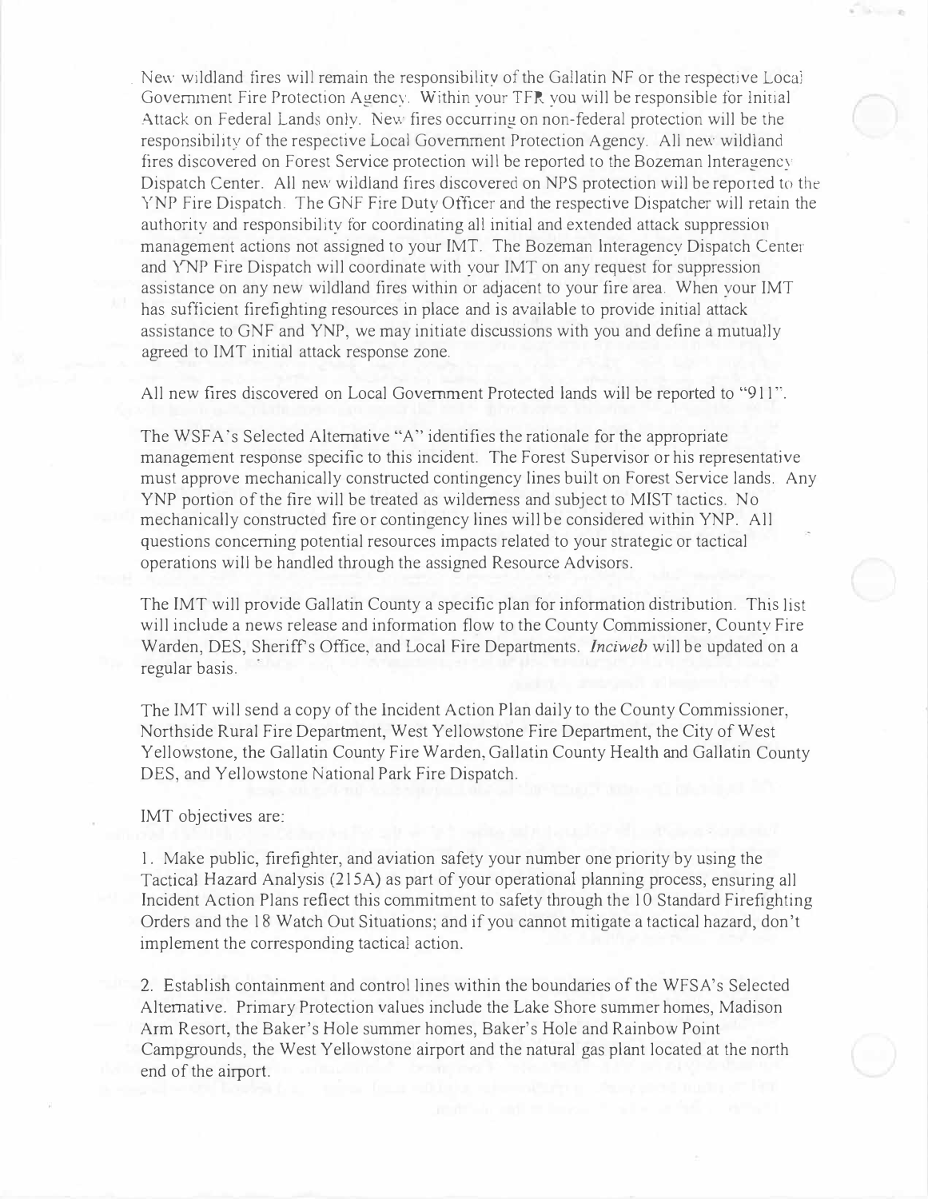New wildland fires will remain the responsibility of the Gallatin NF or the respective Local Government Fire Protection Agency. Within your TFR you will be responsible for Initial Attack on Federal Lands only. New fires occurring on non-federal protection will be the responsibility of the respective Local Government Protection Agency. All new wildland fires discovered on Forest Service protection will be reported to the Bozeman Interagency Dispatch Center. All new wildland fires discovered on NPS protection will be reported to the YNP Fire Dispatch. The GNF Fire Duty Officer and the respective Dispatcher will retain the authority and responsibility for coordinating all initial and extended attack suppression management actions not assigned to your IMT. The Bozeman Interagency Dispatch Center and YNP Fire Dispatch will coordinate with your IMT on any request for suppression assistance on any new wildland fires within or adjacent to your fire area. When your IMT has sufficient firefighting resources in place and is available to provide initial attack assistance to GNF and YNP, we may initiate discussions with you and define a mutually agreed to IMT initial attack response zone.

All new fires discovered on Local Government Protected lands will be reported to "911".

The WSFA's Selected Alternative "A" identifies the rationale for the appropriate management response specific to this incident. The Forest Supervisor or his representative must approve mechanically constructed contingency lines built on Forest Service lands. Any YNP portion of the fire will be treated as wilderness and subject to MIST tactics. No mechanically constructed fire or contingency lines will be considered within YNP. All questions concerning potential resources impacts related to your strategic or tactical operations will be handled through the assigned Resource Advisors.

The IMT will provide Gallatin County a specific plan for information distribution. This list will include a news release and information flow to the County Commissioner, County Fire Warden, DES, Sheriff's Office, and Local Fire Departments. *Inciweb* will be updated on a regular basis.

The IMT will send a copy of the Incident Action Plan daily to the County Commissioner, Northside Rural Fire Department, West Yellowstone Fire Department, the City of West Yellowstone, the Gallatin County Fire Warden, Gallatin County Health and Gallatin County DES, and Yellowstone National Park Fire Dispatch.

IMT objectives are:

1. Make public, firefighter, and aviation safety your number one priority by using the Tactical Hazard Analysis (215A) as part of your operational planning process, ensuring all Incident Action Plans reflect this commitment to safety through the 10 Standard Firefighting Orders and the 18 Watch Out Situations; and if you cannot mitigate a tactical hazard, don't implement the corresponding tactical action.

2. Establish containment and control lines within the boundaries of the WFSA's Selected Alternative. Primary Protection values include the Lake Shore summer homes, Madison Arm Resort, the Baker's Hole summer homes, Baker's Hole and Rainbow Point Campgrounds, the West Yellowstone airport and the natural gas plant located at the north end of the airport.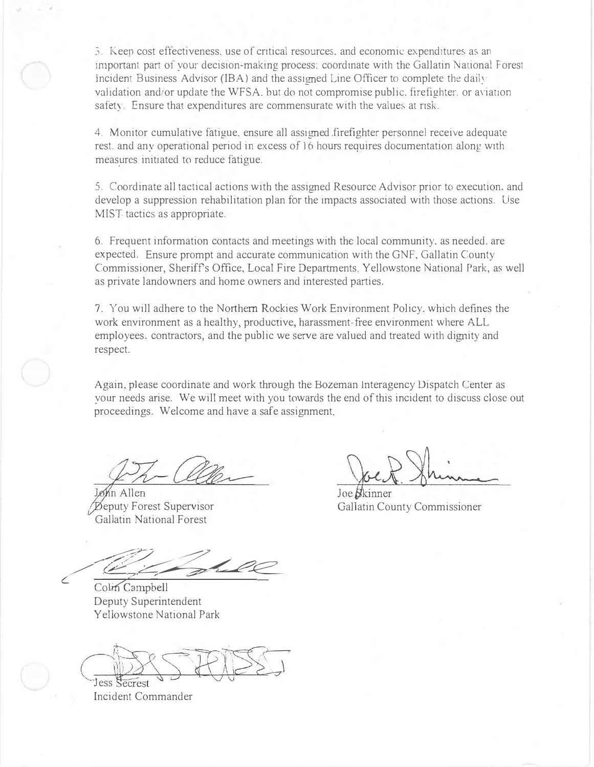3. Keep cost effectiveness, use of critical resources, and economic expenditures as an important part of your decision-making process; coordinate with the Gallatin National Forest Incident Business Advisor (IBA) and the assigned Line Officer to complete the daily validation and/or update the WFSA, but do not compromise public, firefighter, or aviation safety. Ensure that expenditures are commensurate with the values at risk.

4. Monitor cumulative fatigue, ensure all assigned firefighter personnel receive adequate rest, and any operational period in excess of 16 hours requires documentation along with measures initiated to reduce fatigue.

5. Coordinate all tactical actions with the assigned Resource Advisor prior to execution, and develop a suppression rehabilitation plan for the impacts associated with those actions. Use MIST tactics as appropriate.

6. Frequent information contacts and meetings with the local community, as needed, are expected. Ensure prompt and accurate communication with the GNF, Gallatin County Commissioner, Sheriff's Office, Local Fire Departments, Yellowstone National Park, as well as private landowners and home owners and interested parties.

7. You will adhere to the Northern Rockies Work Environment Policy, which defines the work environment as a healthy, productive, harassment-free environment where ALL employees, contractors, and the public we serve are valued and treated with dignity and respect.

Again, please coordinate and work through the Bozeman Interagency Dispatch Center as your needs arise. We will meet with you towards the end of this incident to discuss close out proceedings. Welcome and have a safe assignment.

John Allen
Deputy Forest Supervisor
Gallatin National Forest

Joe Skinner
Gallatin County Commissioner

Colin Campbell
Deputy Superintendent
Yellowstone National Park

Jess Secrest
Incident Commander